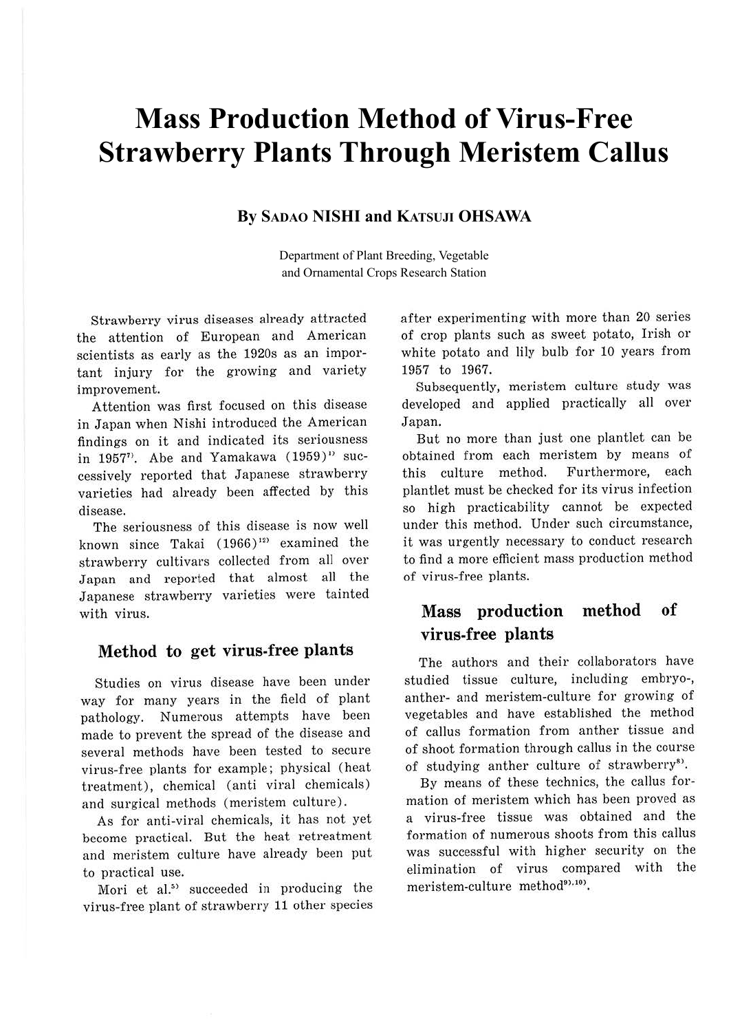# Mass Production Method of Virus-Free Strawberry Plants Through Meristem Callus

**By SADAO NISHI and KATSUJI OHSAWA**

Department of Plant Breeding, Vegetable and Ornamental Crops Research Station

Strawberry virus diseases already attracted the attention of European and American scientists as early as the 1920s as an important injury for the growing and variety improvement.

Attention was first focused on this disease in Japan when Nishi introduced the American findings on it and indicated its seriousness in 1957[7]. Abe and Yamakawa (1959)[1] successively reported that Japanese strawberry varieties had already been affected by this disease.

The seriousness of this disease is now well known since Takai (1966)[12] examined the strawberry cultivars collected from all over Japan and reported that almost all the Japanese strawberry varieties were tainted with virus.

## Method to get virus-free plants

Studies on virus disease have been under way for many years in the field of plant pathology. Numerous attempts have been made to prevent the spread of the disease and several methods have been tested to secure virus-free plants for example; physical (heat treatment), chemical (anti viral chemicals) and surgical methods (meristem culture).

As for anti-viral chemicals, it has not yet become practical. But the heat retreatment and meristem culture have already been put to practical use.

Mori et al.[5] succeeded in producing the virus-free plant of strawberry 11 other species after experimenting with more than 20 series of crop plants such as sweet potato, Irish or white potato and lily bulb for 10 years from 1957 to 1967.

Subsequently, meristem culture study was developed and applied practically all over Japan.

But no more than just one plantlet can be obtained from each meristem by means of this culture method. Furthermore, each plantlet must be checked for its virus infection so high practicability cannot be expected under this method. Under such circumstance, it was urgently necessary to conduct research to find a more efficient mass production method of virus-free plants.

## Mass production method of virus-free plants

The authors and their collaborators have studied tissue culture, including embryo-, anther- and meristem-culture for growing of vegetables and have established the method of callus formation from anther tissue and of shoot formation through callus in the course of studying anther culture of strawberry[8].

By means of these technics, the callus formation of meristem which has been proved as a virus-free tissue was obtained and the formation of numerous shoots from this callus was successful with higher security on the elimination of virus compared with the meristem-culture method[9),10].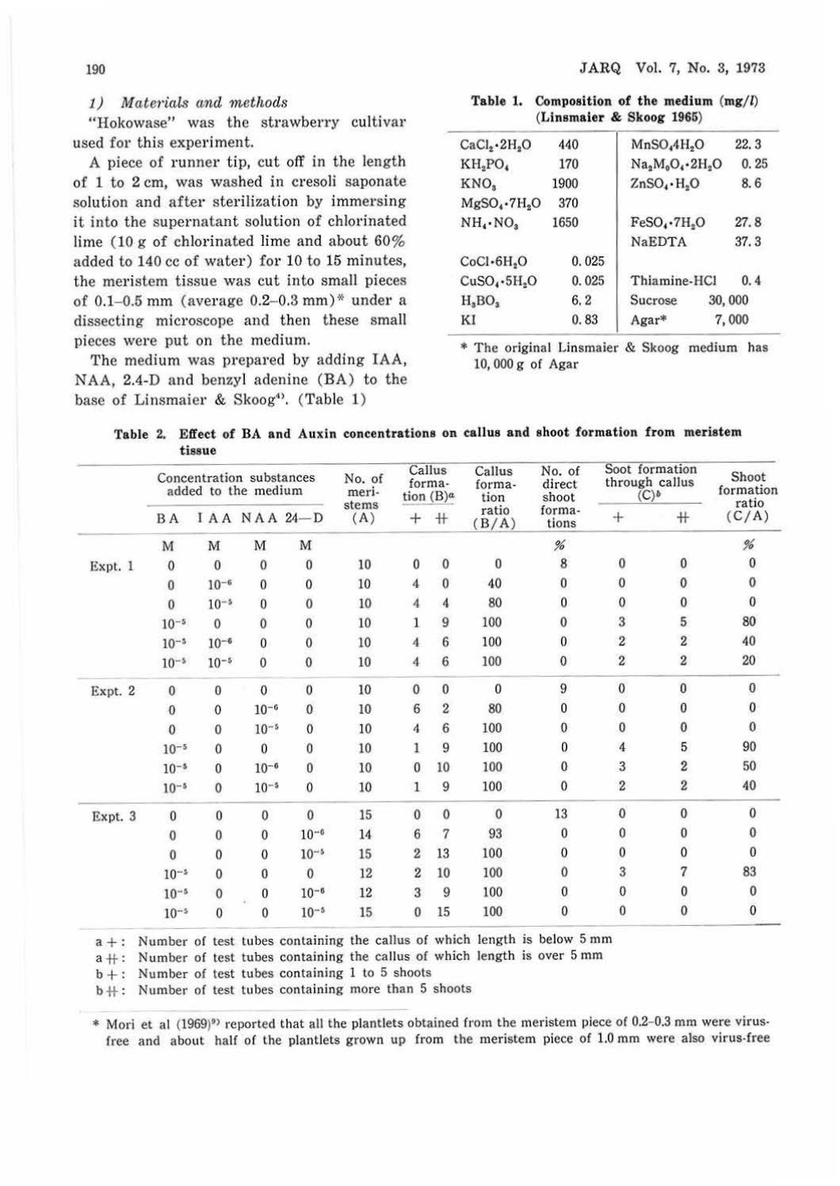*1) Materials and methods*

"Hokowase" was the strawberry cultivar used for this experiment.

A piece of runner tip, cut off in the length of 1 to 2 cm, was washed in cresoli saponate solution and after sterilization by immersing it into the supernatant solution of chlorinated lime (10 g of chlorinated lime and about 60% added to 140 cc of water) for 10 to 15 minutes, the meristem tissue was cut into small pieces of 0.1–0.5 mm (average 0.2–0.3 mm)* under a dissecting microscope and then these small pieces were put on the medium.

The medium was prepared by adding IAA, NAA, 2.4-D and benzyl adenine (BA) to the base of Linsmaier & Skoog[4]. (Table 1)

**Table 1. Composition of the medium (mg/l) (Linsmaier & Skoog 1965)**

| | | | |
|---|---|---|---|
| $CaCl_2 \cdot 2H_2O$ | 440 | $MnSO_4 4H_2O$ | 22.3 |
| $KH_2PO_4$ | 170 | $Na_2M_0O_4 \cdot 2H_2O$ | 0.25 |
| $KNO_3$ | 1900 | $ZnSO_4 \cdot H_2O$ | 8.6 |
| $MgSO_4 \cdot 7H_2O$ | 370 | | |
| $NH_4 \cdot NO_3$ | 1650 | $FeSO_4 \cdot 7H_2O$ | 27.8 |
| | | NaEDTA | 37.3 |
| $CoCl \cdot 6H_2O$ | 0.025 | | |
| $CuSO_4 \cdot 5H_2O$ | 0.025 | Thiamine-HCl | 0.4 |
| $H_3BO_3$ | 6.2 | Sucrose | 30,000 |
| KI | 0.83 | Agar* | 7,000 |

\* The original Linsmaier & Skoog medium has 10,000 g of Agar

**Table 2. Effect of BA and Auxin concentrations on callus and shoot formation from meristem tissue**

| | Concentration substances added to the medium | | | | No. of meristems (A) | Callus formation (B)[a] | | Callus formation ratio (B/A) | No. of direct shoot formations | Soot formation through callus (C)[b] | | Shoot formation ratio (C/A) |
|---|---|---|---|---|---|---|---|---|---|---|---|---|
| | BA | IAA | NAA | 24—D | | + | ++ | | | + | ++ | |
| | M | M | M | M | | | | | % | | | % |
| Expt. 1 | 0 | 0 | 0 | 0 | 10 | 0 | 0 | 0 | 8 | 0 | 0 | 0 |
| | 0 | $10^{-6}$ | 0 | 0 | 10 | 4 | 0 | 40 | 0 | 0 | 0 | 0 |
| | 0 | $10^{-5}$ | 0 | 0 | 10 | 4 | 4 | 80 | 0 | 0 | 0 | 0 |
| | $10^{-5}$ | 0 | 0 | 0 | 10 | 1 | 9 | 100 | 0 | 3 | 5 | 80 |
| | $10^{-5}$ | $10^{-6}$ | 0 | 0 | 10 | 4 | 6 | 100 | 0 | 2 | 2 | 40 |
| | $10^{-5}$ | $10^{-5}$ | 0 | 0 | 10 | 4 | 6 | 100 | 0 | 2 | 2 | 20 |
| Expt. 2 | 0 | 0 | 0 | 0 | 10 | 0 | 0 | 0 | 9 | 0 | 0 | 0 |
| | 0 | 0 | $10^{-6}$ | 0 | 10 | 6 | 2 | 80 | 0 | 0 | 0 | 0 |
| | 0 | 0 | $10^{-5}$ | 0 | 10 | 4 | 6 | 100 | 0 | 0 | 0 | 0 |
| | $10^{-5}$ | 0 | 0 | 0 | 10 | 1 | 9 | 100 | 0 | 4 | 5 | 90 |
| | $10^{-5}$ | 0 | $10^{-6}$ | 0 | 10 | 0 | 10 | 100 | 0 | 3 | 2 | 50 |
| | $10^{-5}$ | 0 | $10^{-5}$ | 0 | 10 | 1 | 9 | 100 | 0 | 2 | 2 | 40 |
| Expt. 3 | 0 | 0 | 0 | 0 | 15 | 0 | 0 | 0 | 13 | 0 | 0 | 0 |
| | 0 | 0 | 0 | $10^{-6}$ | 14 | 6 | 7 | 93 | 0 | 0 | 0 | 0 |
| | 0 | 0 | 0 | $10^{-5}$ | 15 | 2 | 13 | 100 | 0 | 0 | 0 | 0 |
| | $10^{-5}$ | 0 | 0 | 0 | 12 | 2 | 10 | 100 | 0 | 3 | 7 | 83 |
| | $10^{-5}$ | 0 | 0 | $10^{-6}$ | 12 | 3 | 9 | 100 | 0 | 0 | 0 | 0 |
| | $10^{-5}$ | 0 | 0 | $10^{-5}$ | 15 | 0 | 15 | 100 | 0 | 0 | 0 | 0 |

a +: Number of test tubes containing the callus of which length is below 5 mm

a ++: Number of test tubes containing the callus of which length is over 5 mm

b +: Number of test tubes containing 1 to 5 shoots

b ++: Number of test tubes containing more than 5 shoots

\* Mori et al (1969)[9] reported that all the plantlets obtained from the meristem piece of 0.2–0.3 mm were virus-free and about half of the plantlets grown up from the meristem piece of 1.0 mm were also virus-free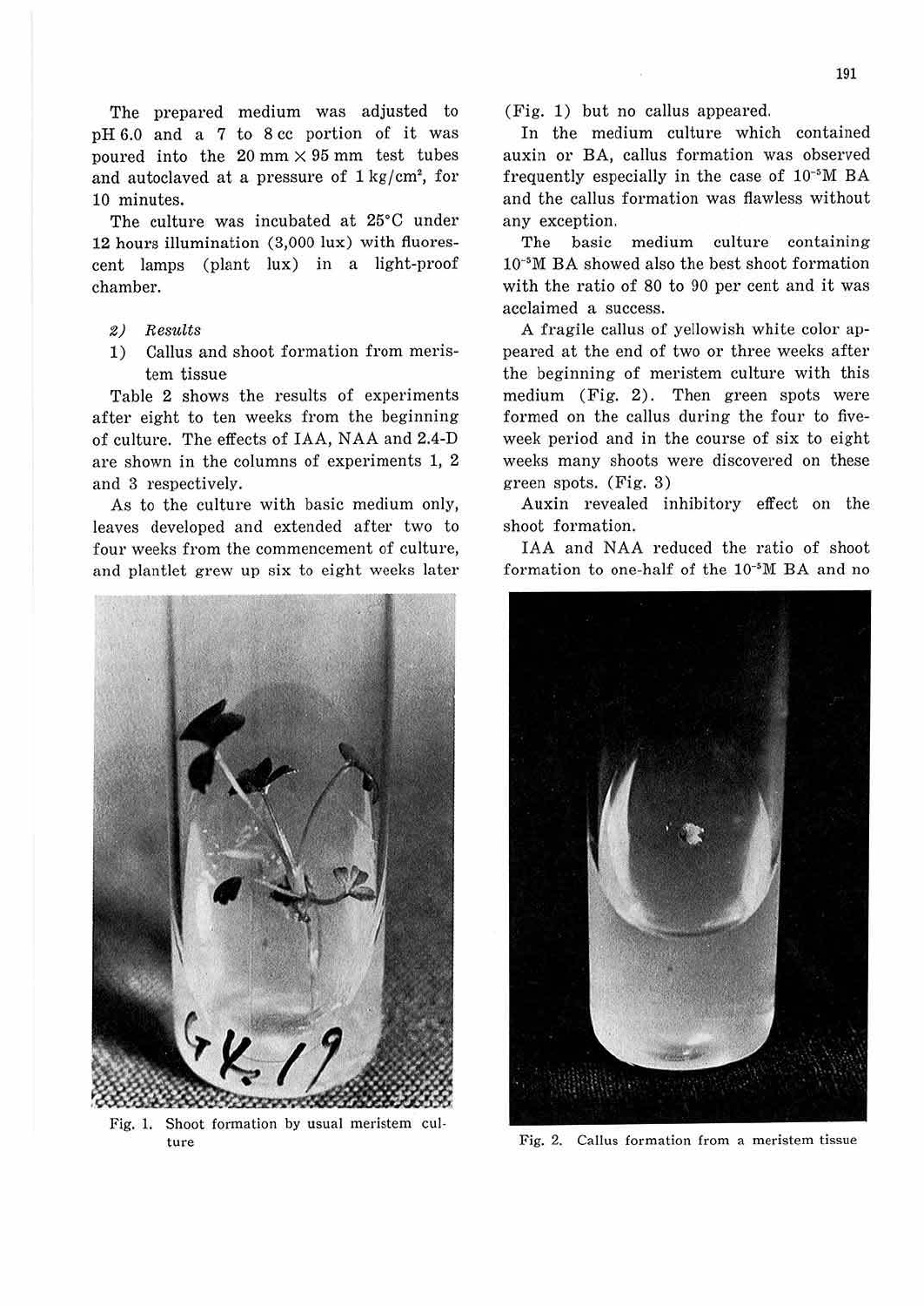The prepared medium was adjusted to pH 6.0 and a 7 to 8 cc portion of it was poured into the 20 mm × 95 mm test tubes and autoclaved at a pressure of 1 kg/cm$^2$, for 10 minutes.

The culture was incubated at 25°C under 12 hours illumination (3,000 lux) with fluorescent lamps (plant lux) in a light-proof chamber.

*2) Results*

1) Callus and shoot formation from meristem tissue

Table 2 shows the results of experiments after eight to ten weeks from the beginning of culture. The effects of IAA, NAA and 2.4-D are shown in the columns of experiments 1, 2 and 3 respectively.

As to the culture with basic medium only, leaves developed and extended after two to four weeks from the commencement of culture, and plantlet grew up six to eight weeks later (Fig. 1) but no callus appeared.

Fig. 1. Shoot formation by usual meristem culture

In the medium culture which contained auxin or BA, callus formation was observed frequently especially in the case of $10^{-5}$M BA and the callus formation was flawless without any exception.

The basic medium culture containing $10^{-5}$M BA showed also the best shoot formation with the ratio of 80 to 90 per cent and it was acclaimed a success.

A fragile callus of yellowish white color appeared at the end of two or three weeks after the beginning of meristem culture with this medium (Fig. 2). Then green spots were formed on the callus during the four to five-week period and in the course of six to eight weeks many shoots were discovered on these green spots. (Fig. 3)

Auxin revealed inhibitory effect on the shoot formation.

IAA and NAA reduced the ratio of shoot formation to one-half of the $10^{-5}$M BA and no

Fig. 2. Callus formation from a meristem tissue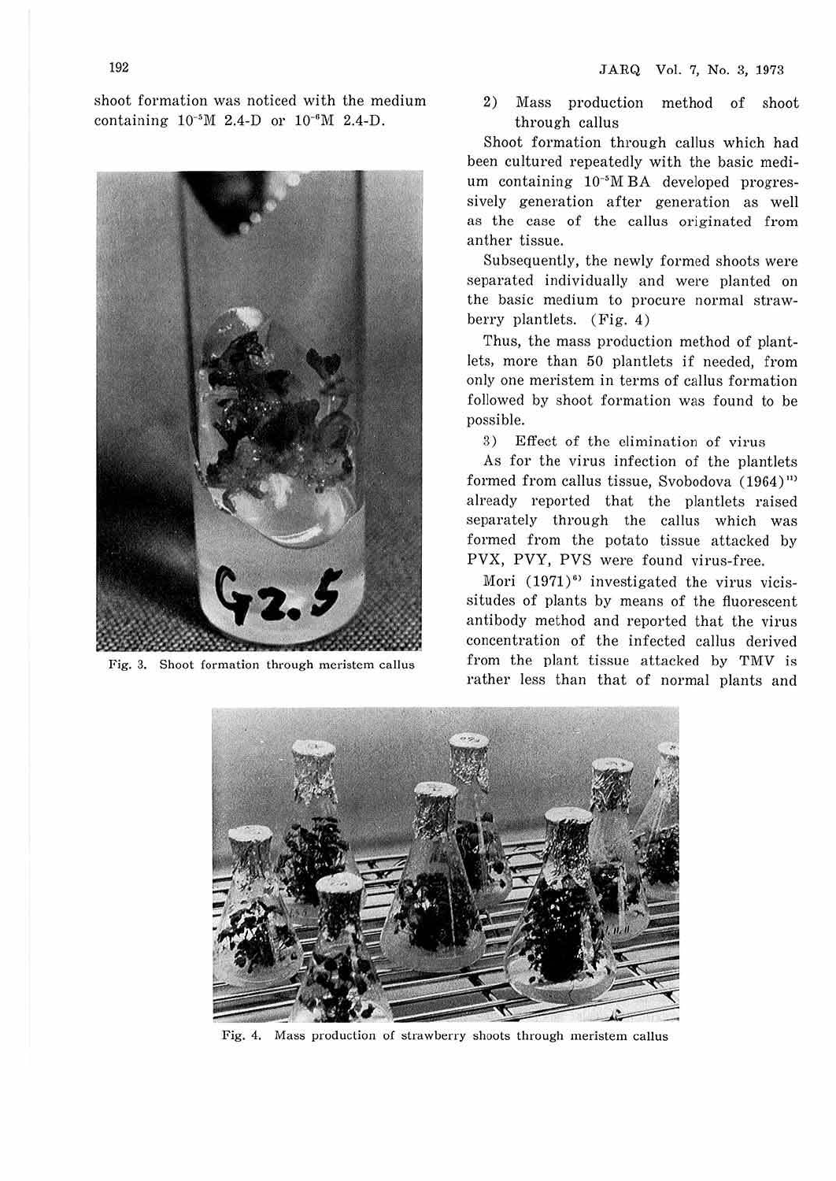shoot formation was noticed with the medium containing $10^{-5}$M 2.4-D or $10^{-6}$M 2.4-D.

Fig. 3. Shoot formation through meristem callus

2) Mass production method of shoot through callus

Shoot formation through callus which had been cultured repeatedly with the basic medium containing $10^{-5}$M BA developed progressively generation after generation as well as the case of the callus originated from anther tissue.

Subsequently, the newly formed shoots were separated individually and were planted on the basic medium to procure normal strawberry plantlets. (Fig. 4)

Thus, the mass production method of plantlets, more than 50 plantlets if needed, from only one meristem in terms of callus formation followed by shoot formation was found to be possible.

3) Effect of the elimination of virus

As for the virus infection of the plantlets formed from callus tissue, Svobodova (1964)[11] already reported that the plantlets raised separately through the callus which was formed from the potato tissue attacked by PVX, PVY, PVS were found virus-free.

Mori (1971)[6] investigated the virus vicissitudes of plants by means of the fluorescent antibody method and reported that the virus concentration of the infected callus derived from the plant tissue attacked by TMV is rather less than that of normal plants and

Fig. 4. Mass production of strawberry shoots through meristem callus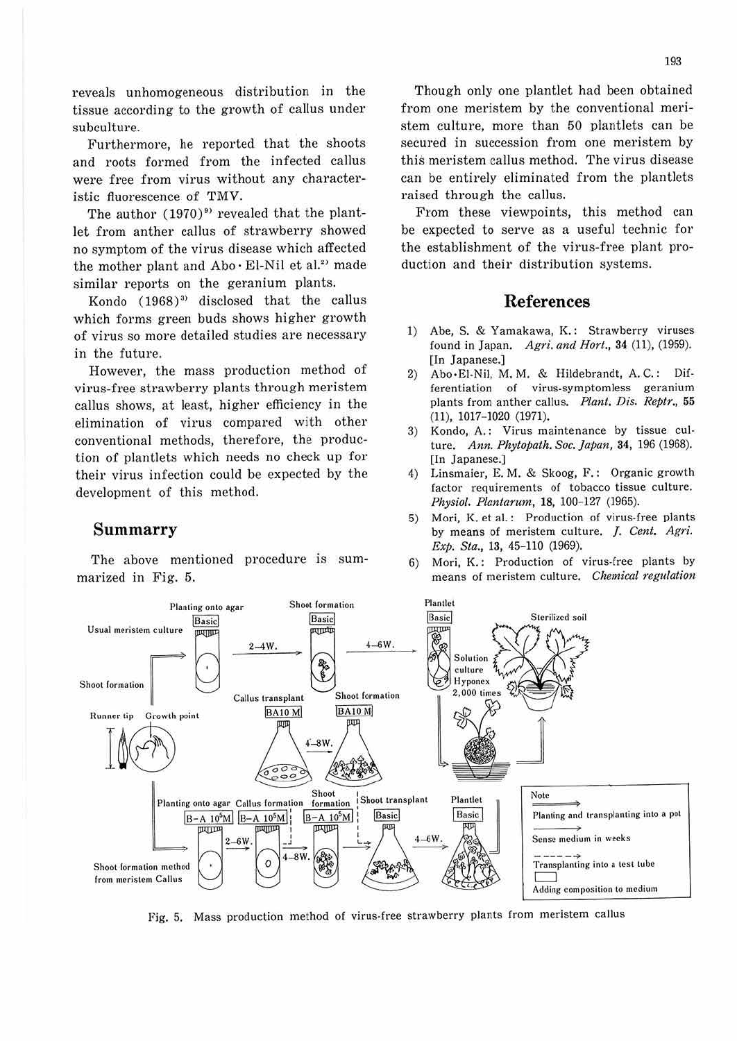reveals unhomogeneous distribution in the tissue according to the growth of callus under subculture.

Furthermore, he reported that the shoots and roots formed from the infected callus were free from virus without any characteristic fluorescence of TMV.

The author (1970)[9] revealed that the plantlet from anther callus of strawberry showed no symptom of the virus disease which affected the mother plant and Abo・El-Nil et al.[2] made similar reports on the geranium plants.

Kondo (1968)[3] disclosed that the callus which forms green buds shows higher growth of virus so more detailed studies are necessary in the future.

However, the mass production method of virus-free strawberry plants through meristem callus shows, at least, higher efficiency in the elimination of virus compared with other conventional methods, therefore, the production of plantlets which needs no check up for their virus infection could be expected by the development of this method.

## Summarry

The above mentioned procedure is summarized in Fig. 5.

Though only one plantlet had been obtained from one meristem by the conventional meristem culture, more than 50 plantlets can be secured in succession from one meristem by this meristem callus method. The virus disease can be entirely eliminated from the plantlets raised through the callus.

From these viewpoints, this method can be expected to serve as a useful technic for the establishment of the virus-free plant production and their distribution systems.

## References

1) Abe, S. & Yamakawa, K.: Strawberry viruses found in Japan. *Agri. and Hort.*, **34** (11), (1959). [In Japanese.]
2) Abo・El-Nil, M. M. & Hildebrandt, A. C.: Differentiation of virus-symptomless geranium plants from anther callus. *Plant. Dis. Reptr.*, **55** (11), 1017–1020 (1971).
3) Kondo, A.: Virus maintenance by tissue culture. *Ann. Phytopath. Soc. Japan*, **34**, 196 (1968). [In Japanese.]
4) Linsmaier, E. M. & Skoog, F.: Organic growth factor requirements of tobacco tissue culture. *Physiol. Plantarum*, **18**, 100–127 (1965).
5) Mori, K. et al.: Production of virus-free plants by means of meristem culture. *J. Cent. Agri. Exp. Sta.*, **13**, 45–110 (1969).
6) Mori, K.: Production of virus-free plants by means of meristem culture. *Chemical regulation*

Fig. 5. Mass production method of virus-free strawberry plants from meristem callus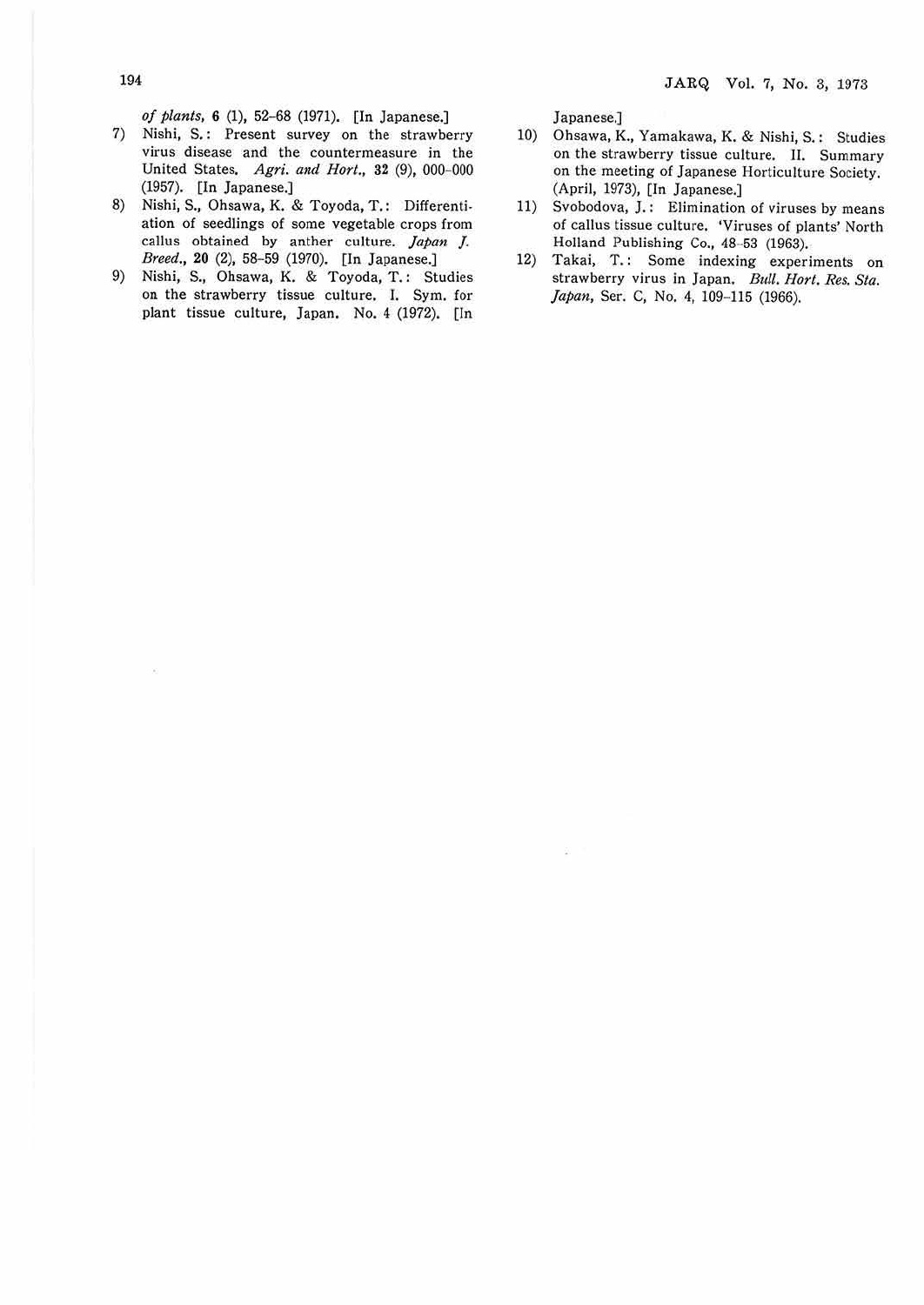*of plants*, **6** (1), 52–68 (1971). [In Japanese.]

7) Nishi, S.: Present survey on the strawberry virus disease and the countermeasure in the United States. *Agri. and Hort.*, **32** (9), 000–000 (1957). [In Japanese.]

8) Nishi, S., Ohsawa, K. & Toyoda, T.: Differentiation of seedlings of some vegetable crops from callus obtained by anther culture. *Japan J. Breed.*, **20** (2), 58–59 (1970). [In Japanese.]

9) Nishi, S., Ohsawa, K. & Toyoda, T.: Studies on the strawberry tissue culture. I. Sym. for plant tissue culture, Japan. No. 4 (1972). [In Japanese.]

10) Ohsawa, K., Yamakawa, K. & Nishi, S.: Studies on the strawberry tissue culture. II. Summary on the meeting of Japanese Horticulture Society. (April, 1973), [In Japanese.]

11) Svobodova, J.: Elimination of viruses by means of callus tissue culture. 'Viruses of plants' North Holland Publishing Co., 48–53 (1963).

12) Takai, T.: Some indexing experiments on strawberry virus in Japan. *Bull. Hort. Res. Sta. Japan*, Ser. C, No. 4, 109–115 (1966).